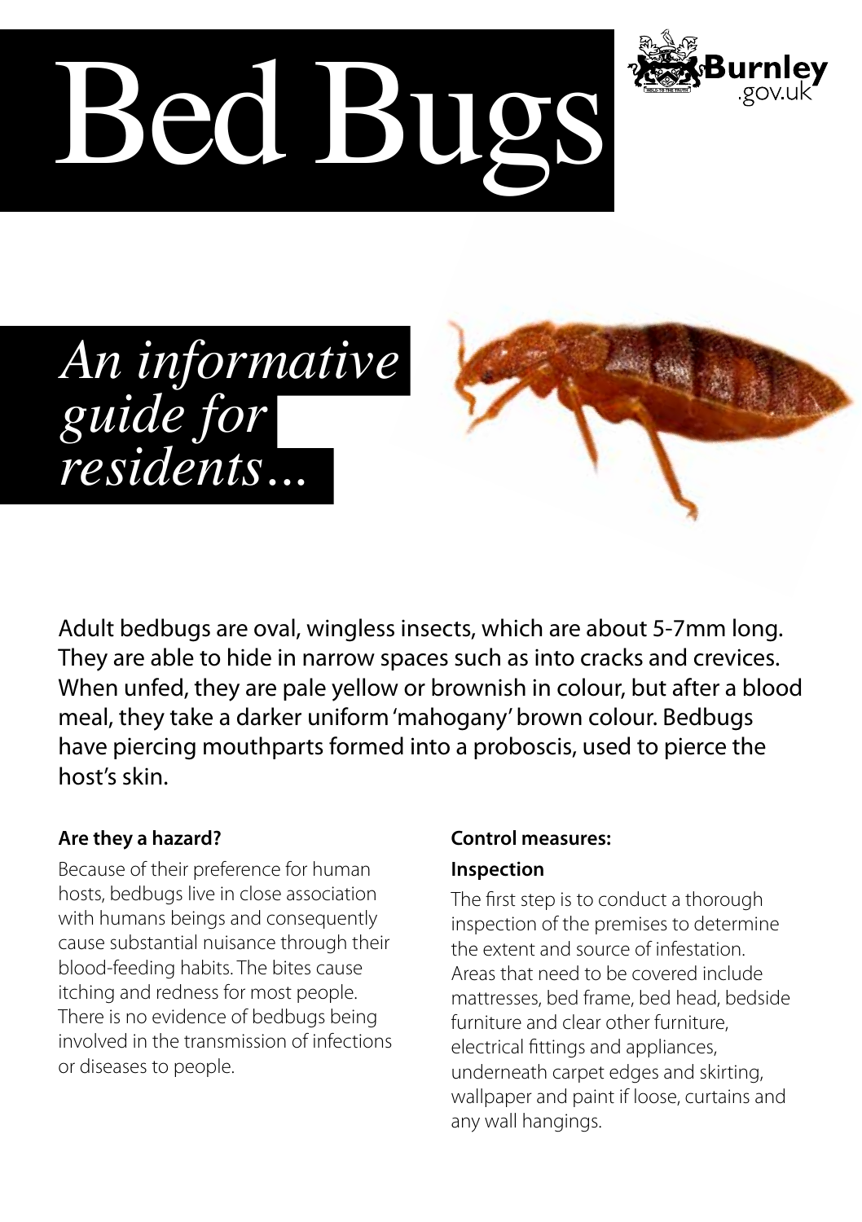# Bed Bugs

*An informative guide for residents...*

Adult bedbugs are oval, wingless insects, which are about 5-7mm long. They are able to hide in narrow spaces such as into cracks and crevices. When unfed, they are pale yellow or brownish in colour, but after a blood meal, they take a darker uniform 'mahogany' brown colour. Bedbugs have piercing mouthparts formed into a proboscis, used to pierce the host's skin.

**Are they a hazard?**

Because of their preference for human hosts, bedbugs live in close association with humans beings and consequently cause substantial nuisance through their blood-feeding habits. The bites cause itching and redness for most people. There is no evidence of bedbugs being involved in the transmission of infections or diseases to people.

**Control measures:**

**Inspection**

The first step is to conduct a thorough inspection of the premises to determine the extent and source of infestation. Areas that need to be covered include mattresses, bed frame, bed head, bedside furniture and clear other furniture, electrical fittings and appliances, underneath carpet edges and skirting, wallpaper and paint if loose, curtains and any wall hangings.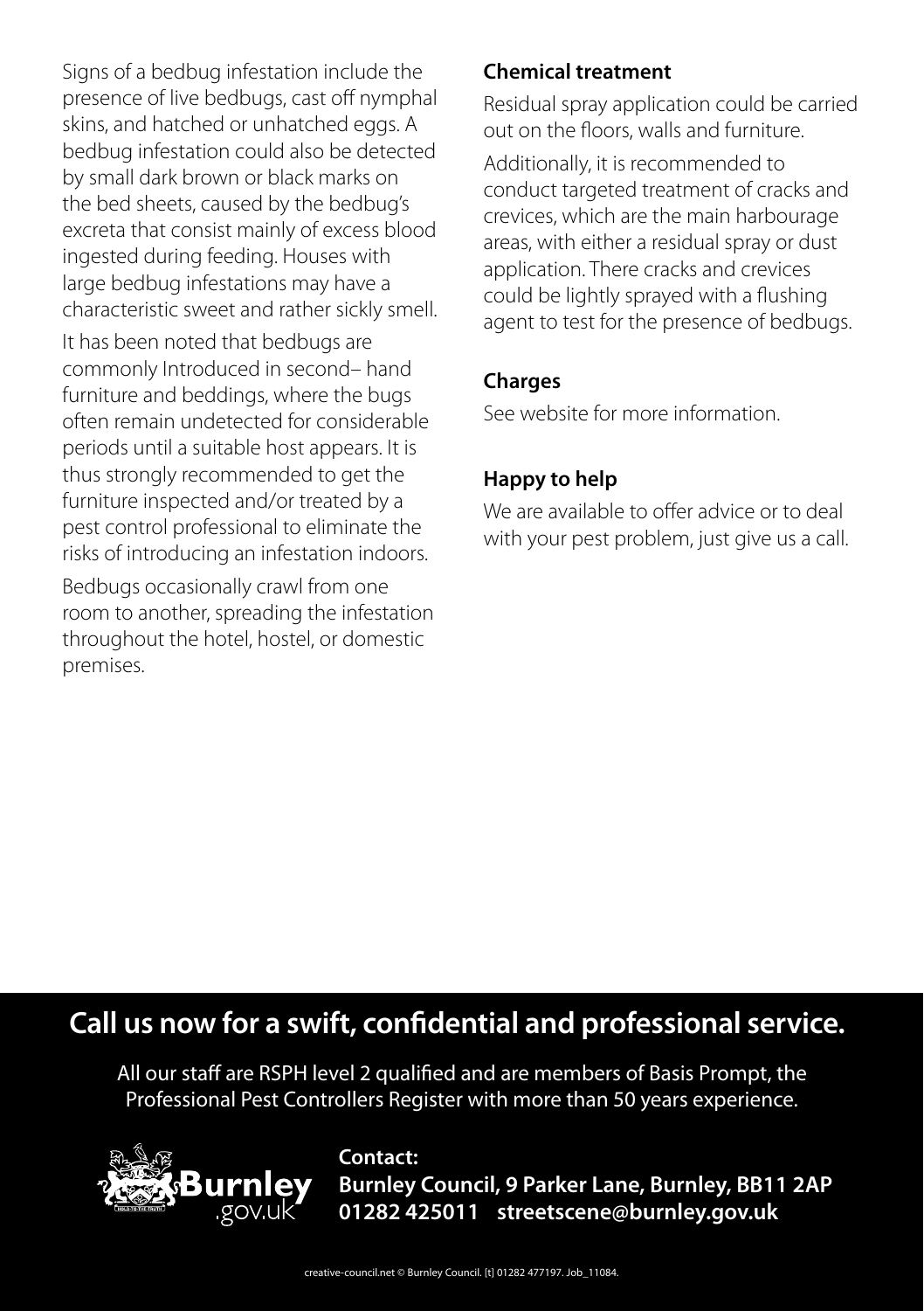Signs of a bedbug infestation include the presence of live bedbugs, cast off nymphal skins, and hatched or unhatched eggs. A bedbug infestation could also be detected by small dark brown or black marks on the bed sheets, caused by the bedbug's excreta that consist mainly of excess blood ingested during feeding. Houses with large bedbug infestations may have a characteristic sweet and rather sickly smell.

It has been noted that bedbugs are commonly Introduced in second– hand furniture and beddings, where the bugs often remain undetected for considerable periods until a suitable host appears. It is thus strongly recommended to get the furniture inspected and/or treated by a pest control professional to eliminate the risks of introducing an infestation indoors.

Bedbugs occasionally crawl from one room to another, spreading the infestation throughout the hotel, hostel, or domestic premises.

### Chemical treatment

Residual spray application could be carried out on the floors, walls and furniture.

Additionally, it is recommended to conduct targeted treatment of cracks and crevices, which are the main harbourage areas, with either a residual spray or dust application. There cracks and crevices could be lightly sprayed with a flushing agent to test for the presence of bedbugs.

### Charges

See website for more information.

### Happy to help

We are available to offer advice or to deal with your pest problem, just give us a call.

## Call us now for a swift, confidential and professional service.

All our staff are RSPH level 2 qualified and are members of Basis Prompt, the Professional Pest Controllers Register with more than 50 years experience.

Burnley .gov.uk

**Contact:**
**Burnley Council, 9 Parker Lane, Burnley, BB11 2AP**
**01282 425011 streetscene@burnley.gov.uk**

creative-council.net © Burnley Council. [t] 01282 477197. Job_11084.